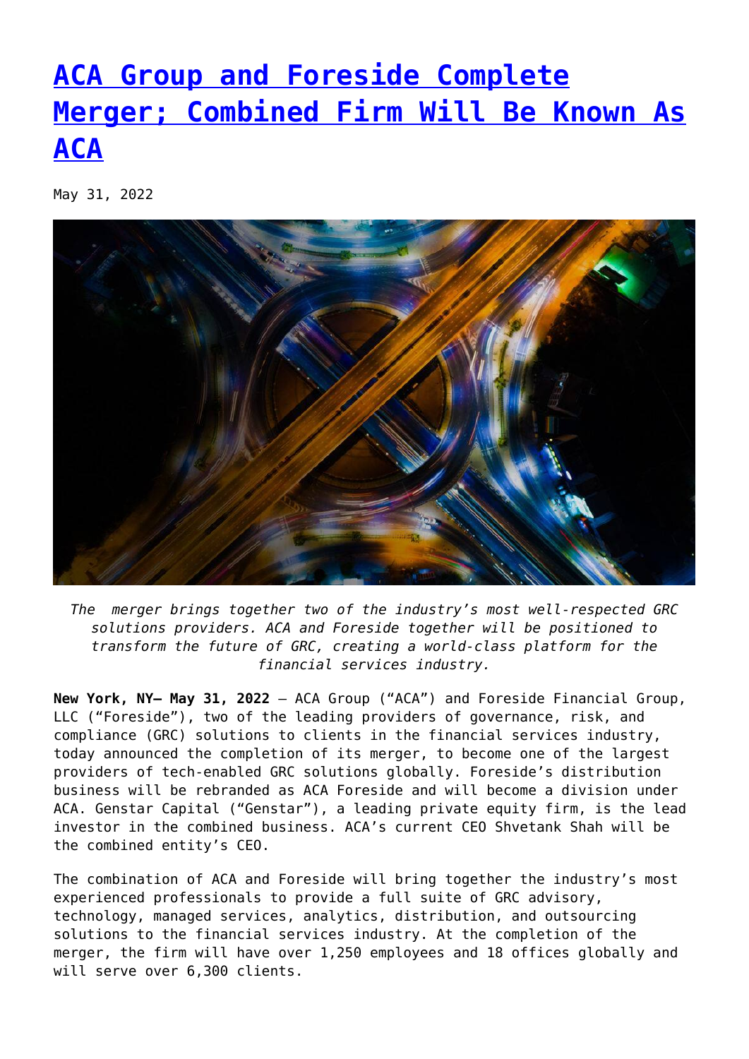# [ACA Group and Foreside Complete Merger; Combined Firm Will Be Known As ACA]()

May 31, 2022

*The merger brings together two of the industry's most well-respected GRC solutions providers. ACA and Foreside together will be positioned to transform the future of GRC, creating a world-class platform for the financial services industry.*

**New York, NY– May 31, 2022** – ACA Group ("ACA") and Foreside Financial Group, LLC ("Foreside"), two of the leading providers of governance, risk, and compliance (GRC) solutions to clients in the financial services industry, today announced the completion of its merger, to become one of the largest providers of tech-enabled GRC solutions globally. Foreside's distribution business will be rebranded as ACA Foreside and will become a division under ACA. Genstar Capital ("Genstar"), a leading private equity firm, is the lead investor in the combined business. ACA's current CEO Shvetank Shah will be the combined entity's CEO.

The combination of ACA and Foreside will bring together the industry's most experienced professionals to provide a full suite of GRC advisory, technology, managed services, analytics, distribution, and outsourcing solutions to the financial services industry. At the completion of the merger, the firm will have over 1,250 employees and 18 offices globally and will serve over 6,300 clients.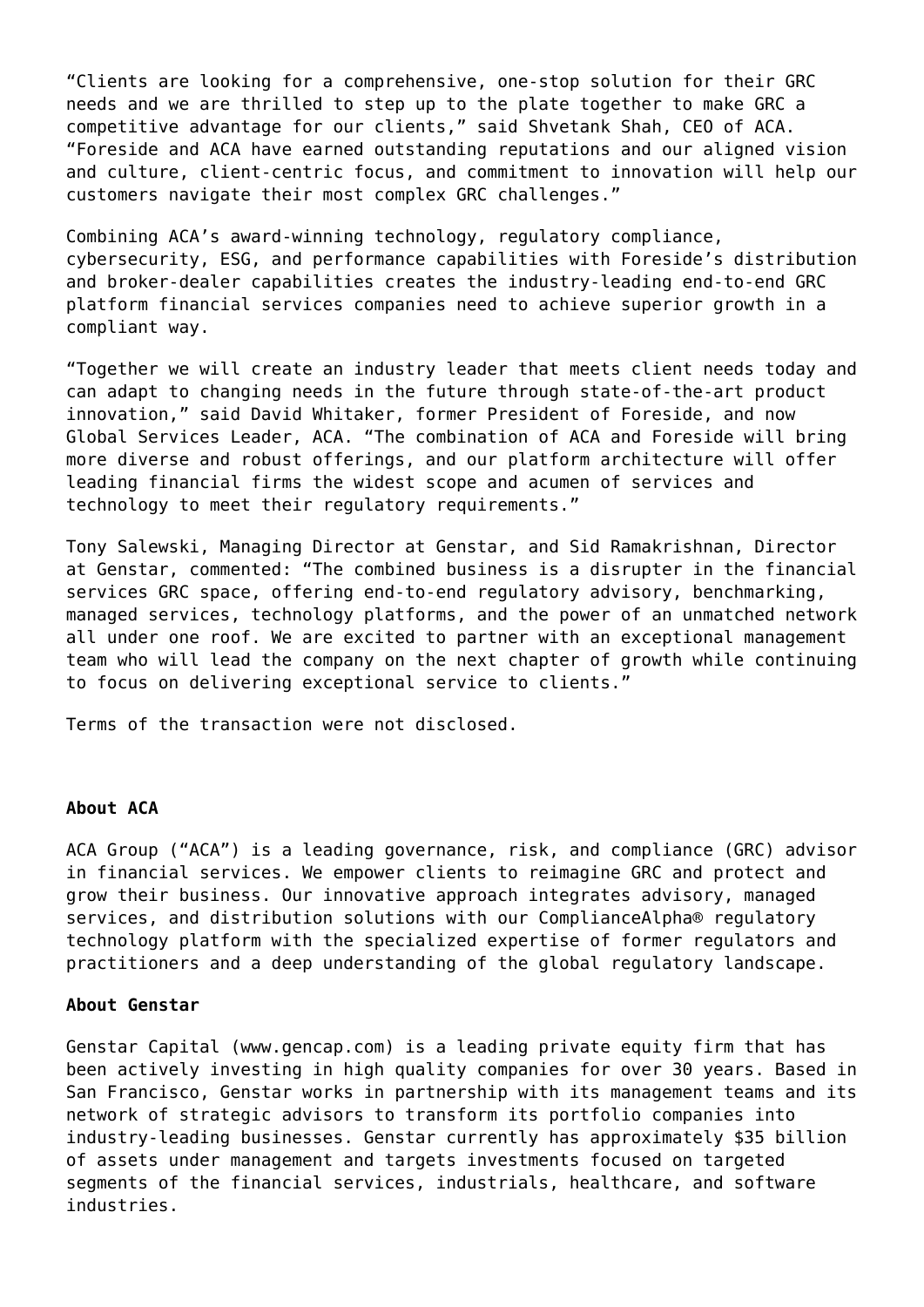"Clients are looking for a comprehensive, one-stop solution for their GRC needs and we are thrilled to step up to the plate together to make GRC a competitive advantage for our clients," said Shvetank Shah, CEO of ACA. "Foreside and ACA have earned outstanding reputations and our aligned vision and culture, client-centric focus, and commitment to innovation will help our customers navigate their most complex GRC challenges."

Combining ACA's award-winning technology, regulatory compliance, cybersecurity, ESG, and performance capabilities with Foreside's distribution and broker-dealer capabilities creates the industry-leading end-to-end GRC platform financial services companies need to achieve superior growth in a compliant way.

"Together we will create an industry leader that meets client needs today and can adapt to changing needs in the future through state-of-the-art product innovation," said David Whitaker, former President of Foreside, and now Global Services Leader, ACA. "The combination of ACA and Foreside will bring more diverse and robust offerings, and our platform architecture will offer leading financial firms the widest scope and acumen of services and technology to meet their regulatory requirements."

Tony Salewski, Managing Director at Genstar, and Sid Ramakrishnan, Director at Genstar, commented: "The combined business is a disrupter in the financial services GRC space, offering end-to-end regulatory advisory, benchmarking, managed services, technology platforms, and the power of an unmatched network all under one roof. We are excited to partner with an exceptional management team who will lead the company on the next chapter of growth while continuing to focus on delivering exceptional service to clients."

Terms of the transaction were not disclosed.

**About ACA**

ACA Group ("ACA") is a leading governance, risk, and compliance (GRC) advisor in financial services. We empower clients to reimagine GRC and protect and grow their business. Our innovative approach integrates advisory, managed services, and distribution solutions with our ComplianceAlpha® regulatory technology platform with the specialized expertise of former regulators and practitioners and a deep understanding of the global regulatory landscape.

**About Genstar**

Genstar Capital (www.gencap.com) is a leading private equity firm that has been actively investing in high quality companies for over 30 years. Based in San Francisco, Genstar works in partnership with its management teams and its network of strategic advisors to transform its portfolio companies into industry-leading businesses. Genstar currently has approximately $35 billion of assets under management and targets investments focused on targeted segments of the financial services, industrials, healthcare, and software industries.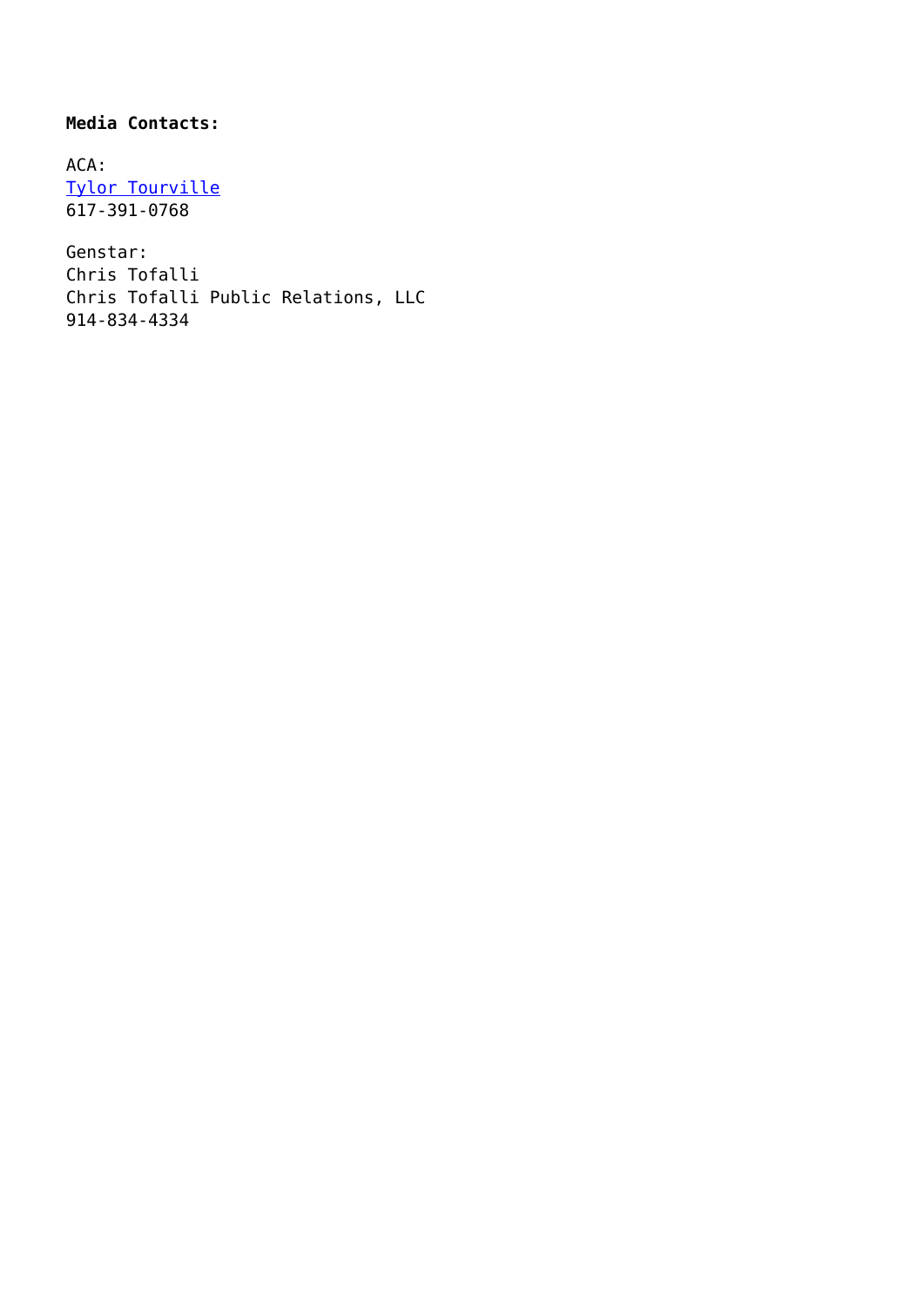**Media Contacts:**

ACA:
Tylor Tourville
617-391-0768

Genstar:
Chris Tofalli
Chris Tofalli Public Relations, LLC
914-834-4334